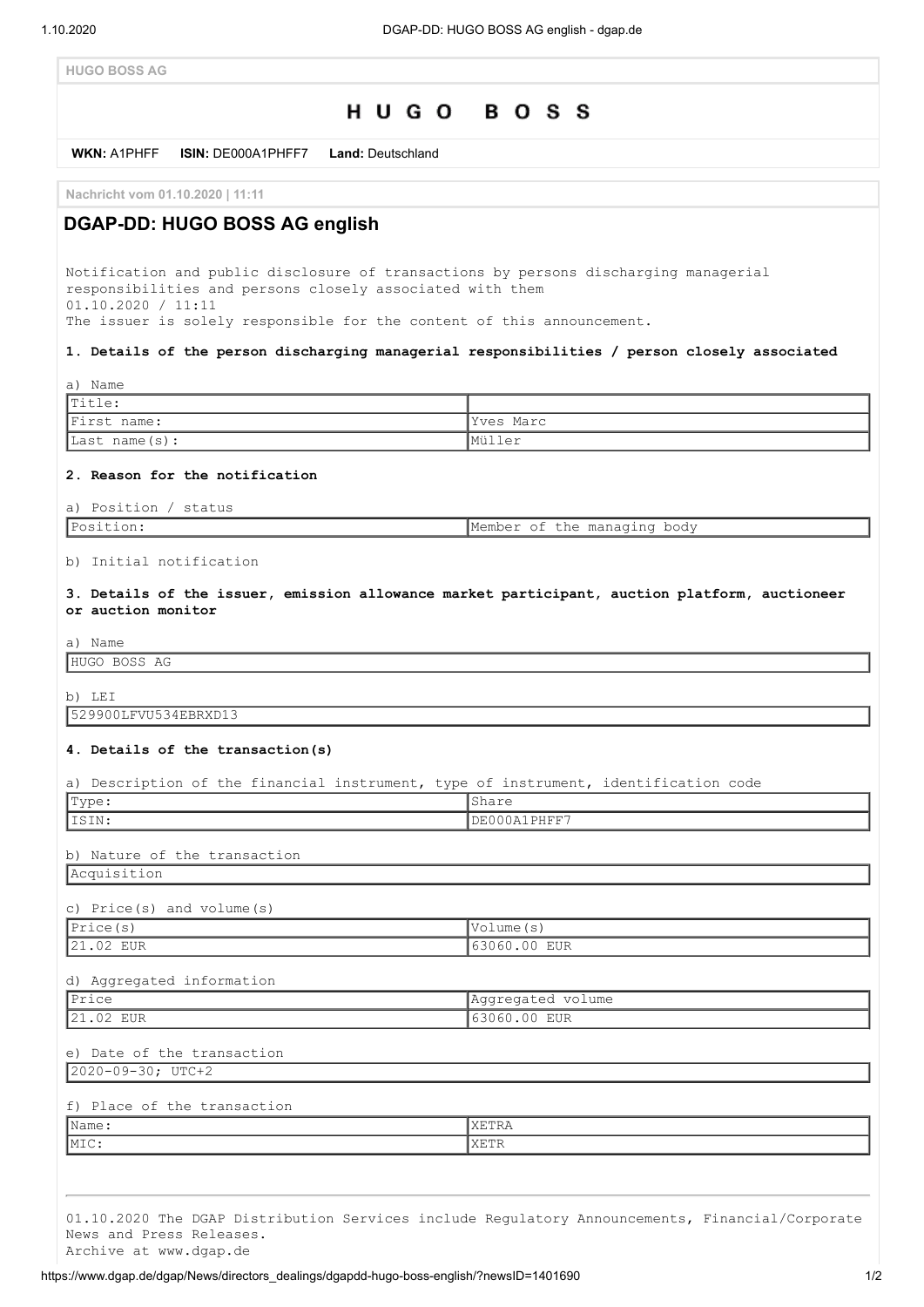HUGO BOSS AG

# HUGO BOSS

**WKN:** A1PHFF **ISIN:** DE000A1PHFF7 **Land:** Deutschland

**Nachricht vom 01.10.2020 | 11:11**

## DGAP-DD: HUGO BOSS AG english

Notification and public disclosure of transactions by persons discharging managerial responsibilities and persons closely associated with them
01.10.2020 / 11:11
The issuer is solely responsible for the content of this announcement.

**1. Details of the person discharging managerial responsibilities / person closely associated**

a) Name

| | |
|---|---|
| Title: | |
| First name: | Yves Marc |
| Last name(s): | Müller |

**2. Reason for the notification**

a) Position / status

| | |
|---|---|
| Position: | Member of the managing body |

b) Initial notification

**3. Details of the issuer, emission allowance market participant, auction platform, auctioneer or auction monitor**

a) Name

HUGO BOSS AG

b) LEI

529900LFVU534EBRXD13

**4. Details of the transaction(s)**

a) Description of the financial instrument, type of instrument, identification code

| | |
|---|---|
| Type: | Share |
| ISIN: | DE000A1PHFF7 |

b) Nature of the transaction

Acquisition

c) Price(s) and volume(s)

| Price(s) | Volume(s) |
|---|---|
| 21.02 EUR | 63060.00 EUR |

d) Aggregated information

| Price | Aggregated volume |
|---|---|
| 21.02 EUR | 63060.00 EUR |

e) Date of the transaction

2020-09-30; UTC+2

f) Place of the transaction

| | |
|---|---|
| Name: | XETRA |
| MIC: | XETR |

---

01.10.2020 The DGAP Distribution Services include Regulatory Announcements, Financial/Corporate News and Press Releases.
Archive at www.dgap.de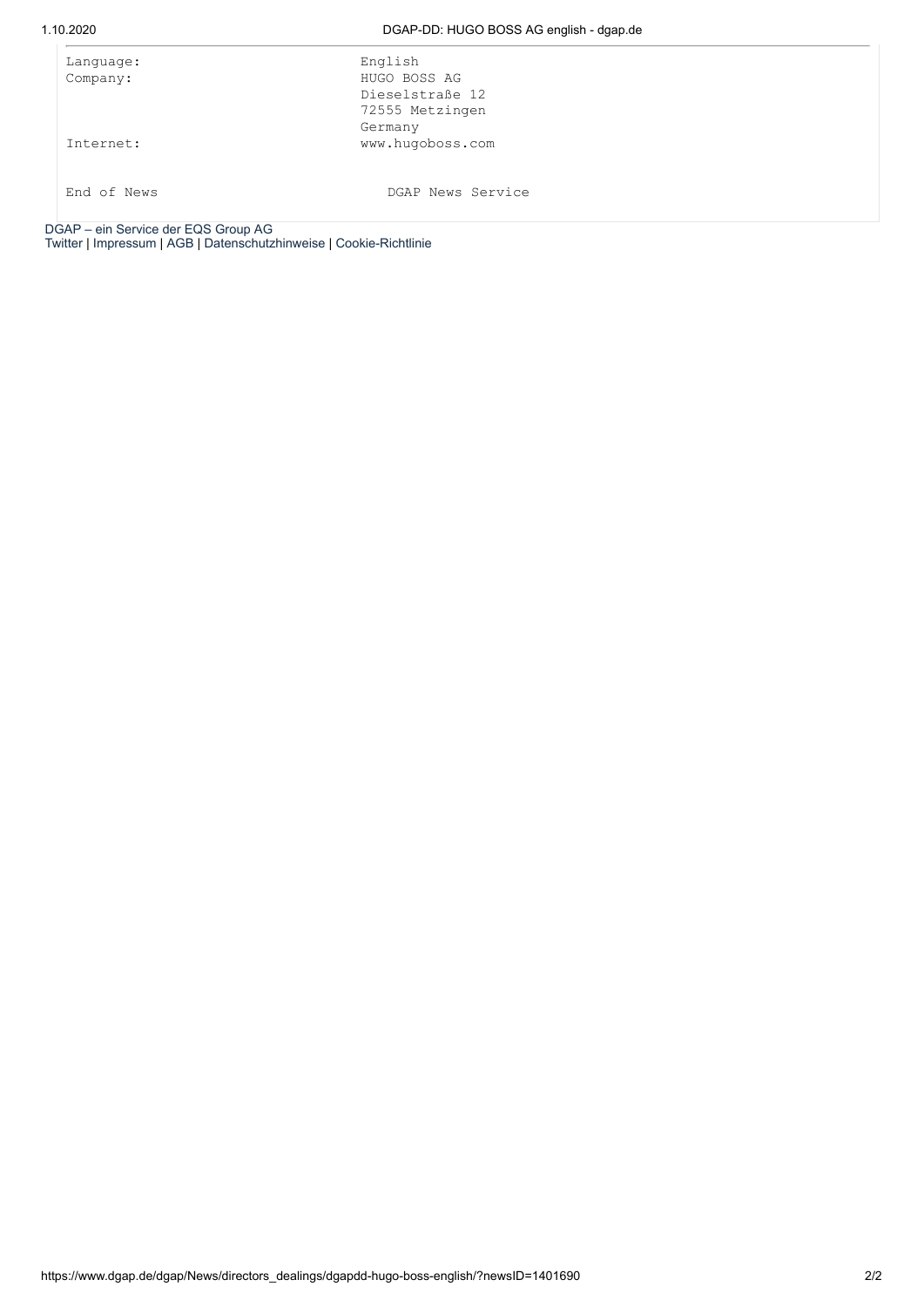| | |
|---|---|
| Language: | English |
| Company: | HUGO BOSS AG<br>Dieselstraße 12<br>72555 Metzingen<br>Germany |
| Internet: | www.hugoboss.com |

End of News DGAP News Service

DGAP – ein Service der EQS Group AG
Twitter | Impressum | AGB | Datenschutzhinweise | Cookie-Richtlinie